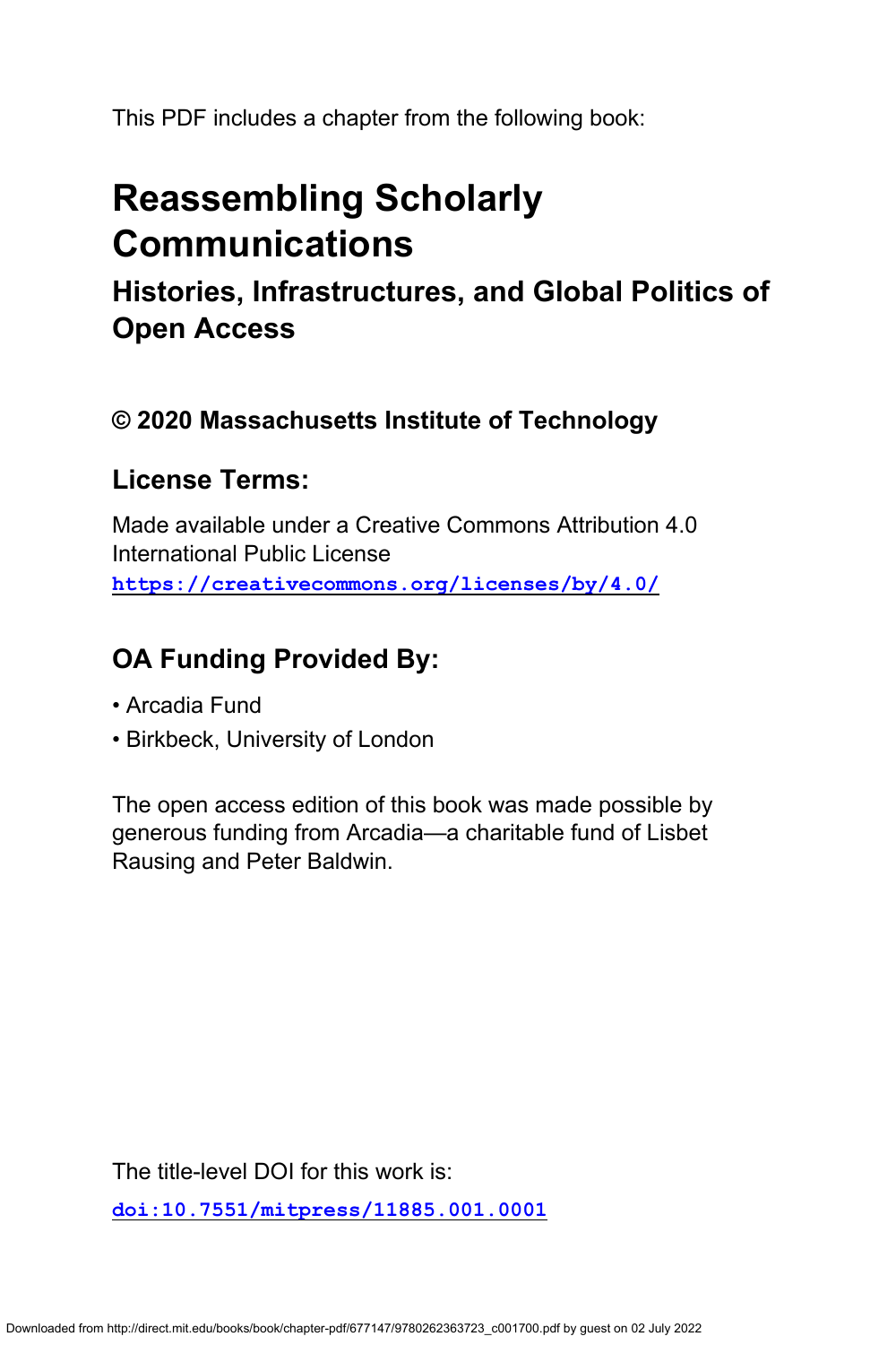This PDF includes a chapter from the following book:

# Reassembling Scholarly Communications

## Histories, Infrastructures, and Global Politics of Open Access

### © 2020 Massachusetts Institute of Technology

### License Terms:

Made available under a Creative Commons Attribution 4.0 International Public License
**https://creativecommons.org/licenses/by/4.0/**

### OA Funding Provided By:

- Arcadia Fund
- Birkbeck, University of London

The open access edition of this book was made possible by generous funding from Arcadia—a charitable fund of Lisbet Rausing and Peter Baldwin.

The title-level DOI for this work is:

**doi:10.7551/mitpress/11885.001.0001**

Downloaded from http://direct.mit.edu/books/book/chapter-pdf/677147/9780262363723_c001700.pdf by guest on 02 July 2022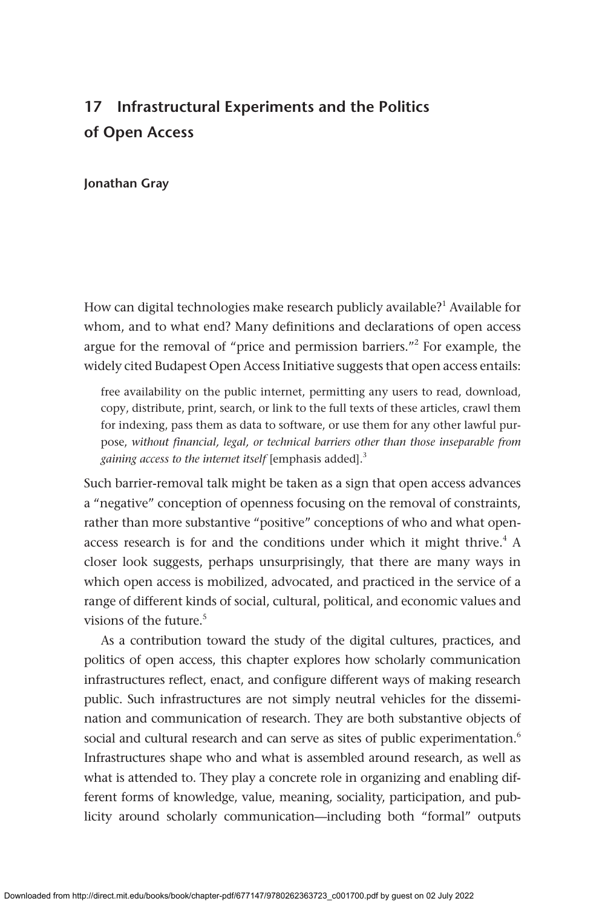# 17 Infrastructural Experiments and the Politics of Open Access

**Jonathan Gray**

How can digital technologies make research publicly available?[1] Available for whom, and to what end? Many definitions and declarations of open access argue for the removal of "price and permission barriers."[2] For example, the widely cited Budapest Open Access Initiative suggests that open access entails:

> free availability on the public internet, permitting any users to read, download, copy, distribute, print, search, or link to the full texts of these articles, crawl them for indexing, pass them as data to software, or use them for any other lawful purpose, *without financial, legal, or technical barriers other than those inseparable from gaining access to the internet itself* [emphasis added].[3]

Such barrier-removal talk might be taken as a sign that open access advances a "negative" conception of openness focusing on the removal of constraints, rather than more substantive "positive" conceptions of who and what open-access research is for and the conditions under which it might thrive.[4] A closer look suggests, perhaps unsurprisingly, that there are many ways in which open access is mobilized, advocated, and practiced in the service of a range of different kinds of social, cultural, political, and economic values and visions of the future.[5]

As a contribution toward the study of the digital cultures, practices, and politics of open access, this chapter explores how scholarly communication infrastructures reflect, enact, and configure different ways of making research public. Such infrastructures are not simply neutral vehicles for the dissemination and communication of research. They are both substantive objects of social and cultural research and can serve as sites of public experimentation.[6] Infrastructures shape who and what is assembled around research, as well as what is attended to. They play a concrete role in organizing and enabling different forms of knowledge, value, meaning, sociality, participation, and publicity around scholarly communication—including both "formal" outputs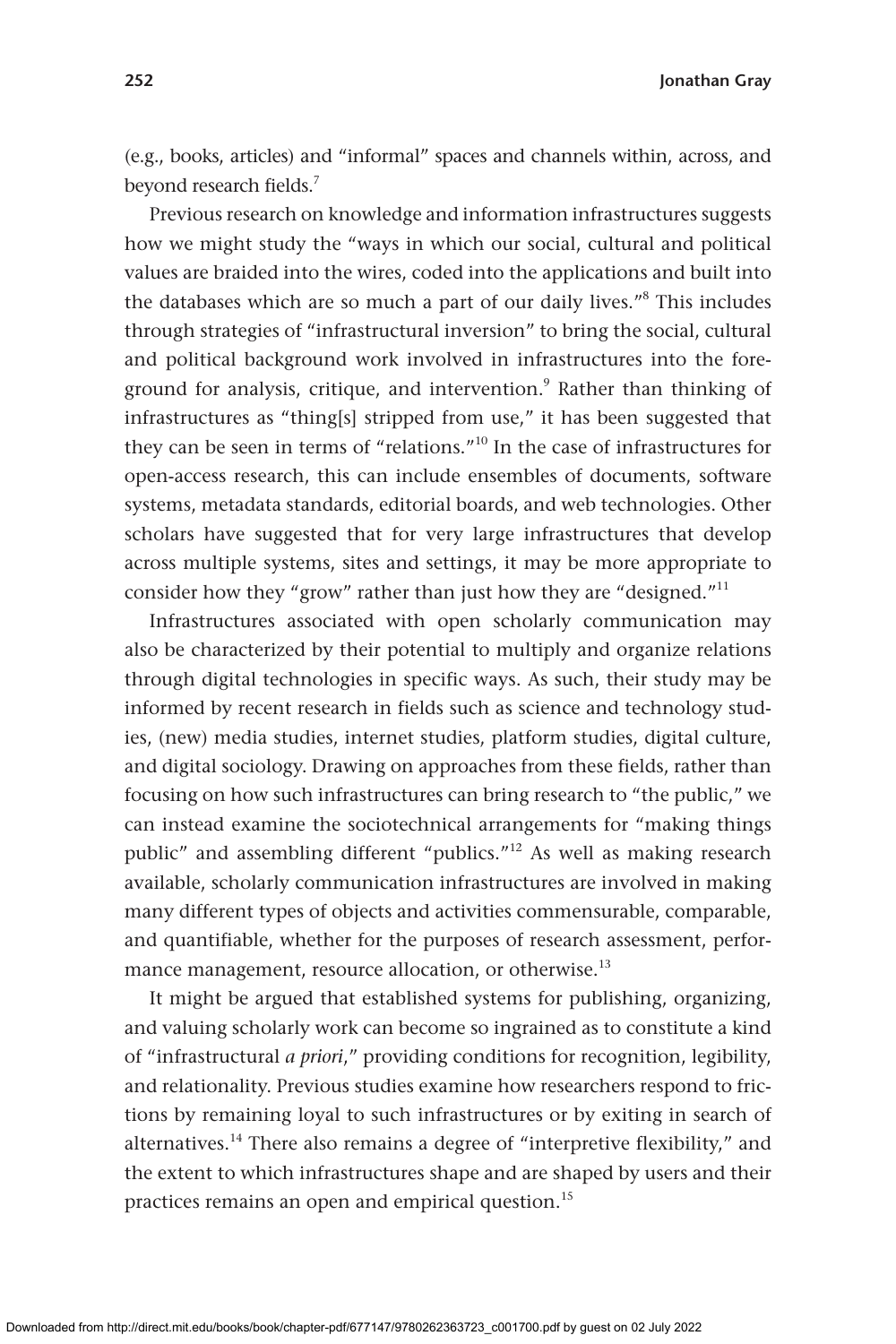(e.g., books, articles) and "informal" spaces and channels within, across, and beyond research fields.[7]

Previous research on knowledge and information infrastructures suggests how we might study the "ways in which our social, cultural and political values are braided into the wires, coded into the applications and built into the databases which are so much a part of our daily lives."[8] This includes through strategies of "infrastructural inversion" to bring the social, cultural and political background work involved in infrastructures into the foreground for analysis, critique, and intervention.[9] Rather than thinking of infrastructures as "thing[s] stripped from use," it has been suggested that they can be seen in terms of "relations."[10] In the case of infrastructures for open-access research, this can include ensembles of documents, software systems, metadata standards, editorial boards, and web technologies. Other scholars have suggested that for very large infrastructures that develop across multiple systems, sites and settings, it may be more appropriate to consider how they "grow" rather than just how they are "designed."[11]

Infrastructures associated with open scholarly communication may also be characterized by their potential to multiply and organize relations through digital technologies in specific ways. As such, their study may be informed by recent research in fields such as science and technology studies, (new) media studies, internet studies, platform studies, digital culture, and digital sociology. Drawing on approaches from these fields, rather than focusing on how such infrastructures can bring research to "the public," we can instead examine the sociotechnical arrangements for "making things public" and assembling different "publics."[12] As well as making research available, scholarly communication infrastructures are involved in making many different types of objects and activities commensurable, comparable, and quantifiable, whether for the purposes of research assessment, performance management, resource allocation, or otherwise.[13]

It might be argued that established systems for publishing, organizing, and valuing scholarly work can become so ingrained as to constitute a kind of "infrastructural *a priori*," providing conditions for recognition, legibility, and relationality. Previous studies examine how researchers respond to frictions by remaining loyal to such infrastructures or by exiting in search of alternatives.[14] There also remains a degree of "interpretive flexibility," and the extent to which infrastructures shape and are shaped by users and their practices remains an open and empirical question.[15]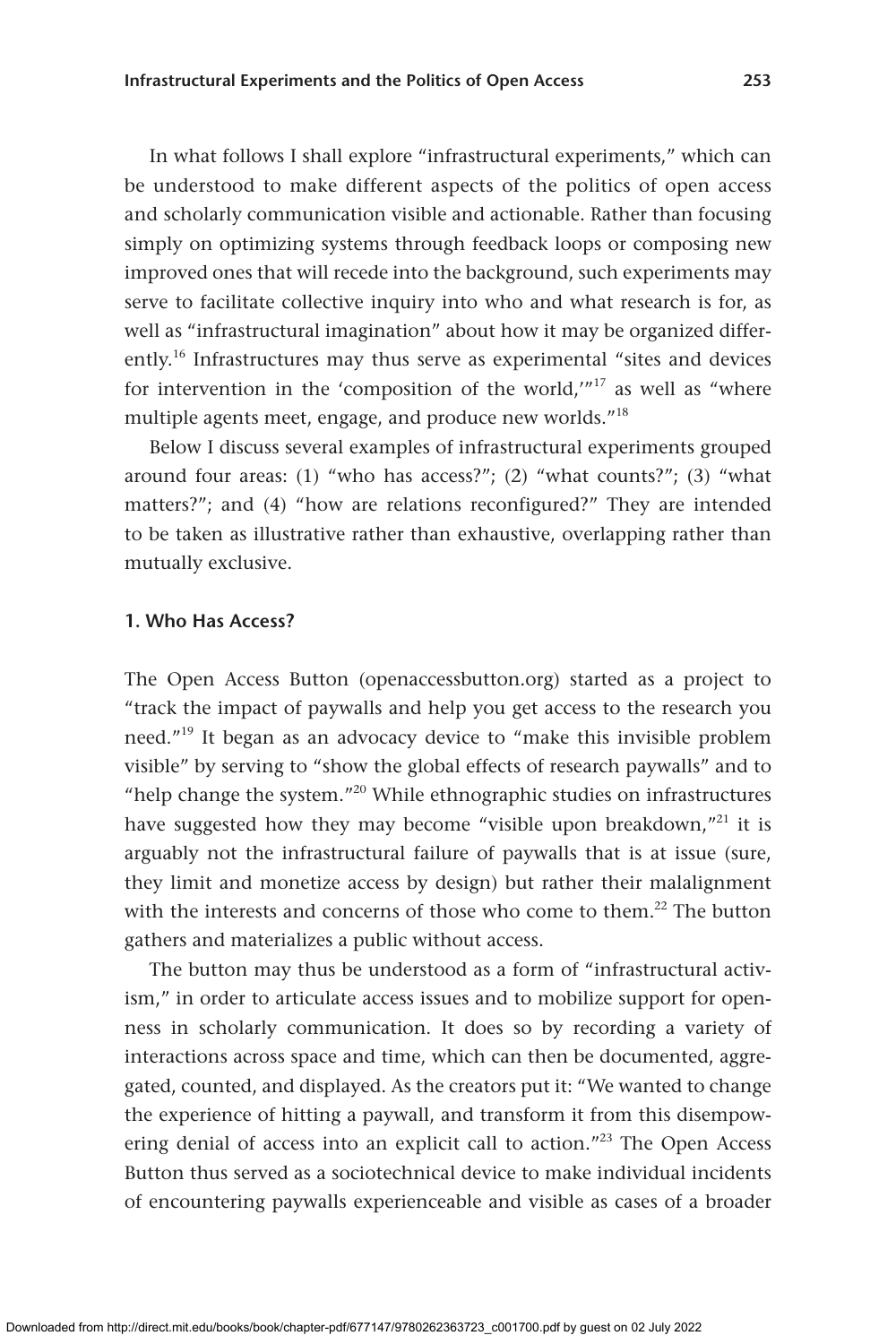In what follows I shall explore "infrastructural experiments," which can be understood to make different aspects of the politics of open access and scholarly communication visible and actionable. Rather than focusing simply on optimizing systems through feedback loops or composing new improved ones that will recede into the background, such experiments may serve to facilitate collective inquiry into who and what research is for, as well as "infrastructural imagination" about how it may be organized differently.[16] Infrastructures may thus serve as experimental "sites and devices for intervention in the 'composition of the world,'"[17] as well as "where multiple agents meet, engage, and produce new worlds."[18]

Below I discuss several examples of infrastructural experiments grouped around four areas: (1) "who has access?"; (2) "what counts?"; (3) "what matters?"; and (4) "how are relations reconfigured?" They are intended to be taken as illustrative rather than exhaustive, overlapping rather than mutually exclusive.

### 1. Who Has Access?

The Open Access Button (openaccessbutton.org) started as a project to "track the impact of paywalls and help you get access to the research you need."[19] It began as an advocacy device to "make this invisible problem visible" by serving to "show the global effects of research paywalls" and to "help change the system."[20] While ethnographic studies on infrastructures have suggested how they may become "visible upon breakdown,"[21] it is arguably not the infrastructural failure of paywalls that is at issue (sure, they limit and monetize access by design) but rather their malalignment with the interests and concerns of those who come to them.[22] The button gathers and materializes a public without access.

The button may thus be understood as a form of "infrastructural activism," in order to articulate access issues and to mobilize support for openness in scholarly communication. It does so by recording a variety of interactions across space and time, which can then be documented, aggregated, counted, and displayed. As the creators put it: "We wanted to change the experience of hitting a paywall, and transform it from this disempowering denial of access into an explicit call to action."[23] The Open Access Button thus served as a sociotechnical device to make individual incidents of encountering paywalls experienceable and visible as cases of a broader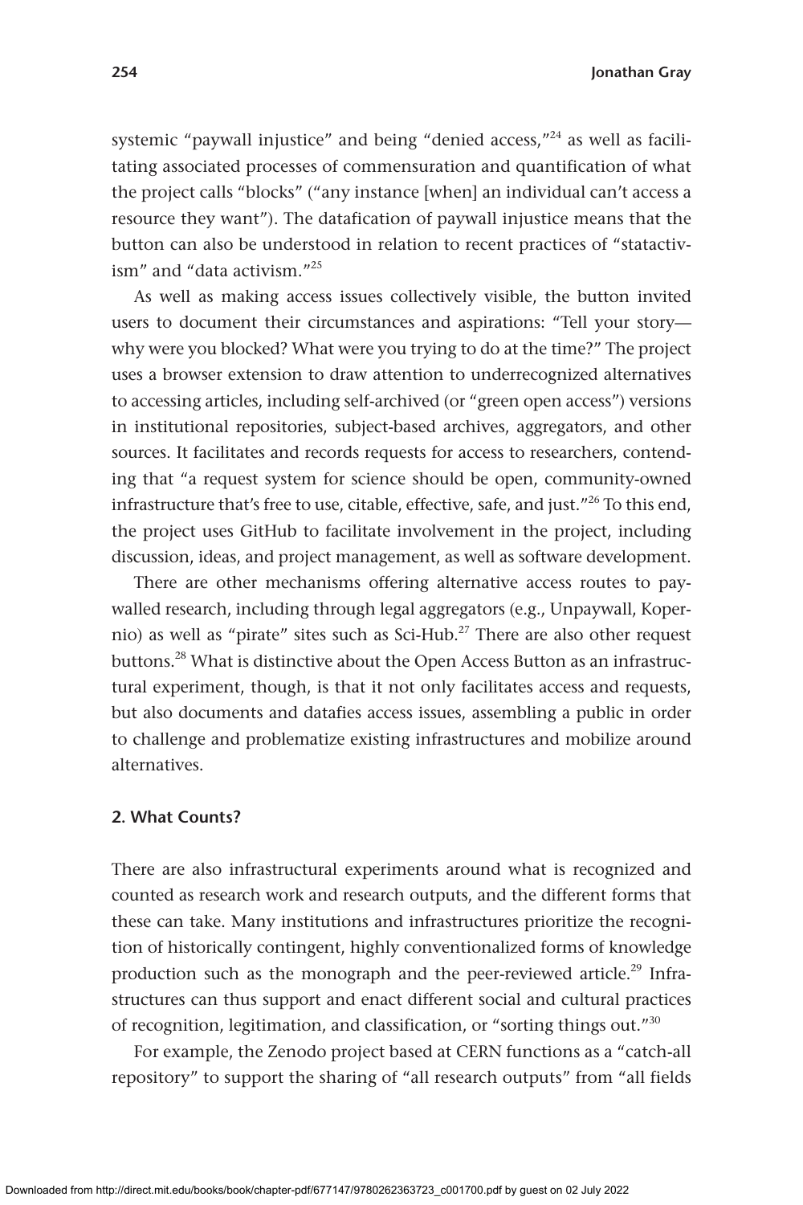systemic "paywall injustice" and being "denied access,"[24] as well as facilitating associated processes of commensuration and quantification of what the project calls "blocks" ("any instance [when] an individual can't access a resource they want"). The datafication of paywall injustice means that the button can also be understood in relation to recent practices of "statactivism" and "data activism."[25]

As well as making access issues collectively visible, the button invited users to document their circumstances and aspirations: "Tell your story—why were you blocked? What were you trying to do at the time?" The project uses a browser extension to draw attention to underrecognized alternatives to accessing articles, including self-archived (or "green open access") versions in institutional repositories, subject-based archives, aggregators, and other sources. It facilitates and records requests for access to researchers, contending that "a request system for science should be open, community-owned infrastructure that's free to use, citable, effective, safe, and just."[26] To this end, the project uses GitHub to facilitate involvement in the project, including discussion, ideas, and project management, as well as software development.

There are other mechanisms offering alternative access routes to paywalled research, including through legal aggregators (e.g., Unpaywall, Kopernio) as well as "pirate" sites such as Sci-Hub.[27] There are also other request buttons.[28] What is distinctive about the Open Access Button as an infrastructural experiment, though, is that it not only facilitates access and requests, but also documents and datafies access issues, assembling a public in order to challenge and problematize existing infrastructures and mobilize around alternatives.

## 2. What Counts?

There are also infrastructural experiments around what is recognized and counted as research work and research outputs, and the different forms that these can take. Many institutions and infrastructures prioritize the recognition of historically contingent, highly conventionalized forms of knowledge production such as the monograph and the peer-reviewed article.[29] Infrastructures can thus support and enact different social and cultural practices of recognition, legitimation, and classification, or "sorting things out."[30]

For example, the Zenodo project based at CERN functions as a "catch-all repository" to support the sharing of "all research outputs" from "all fields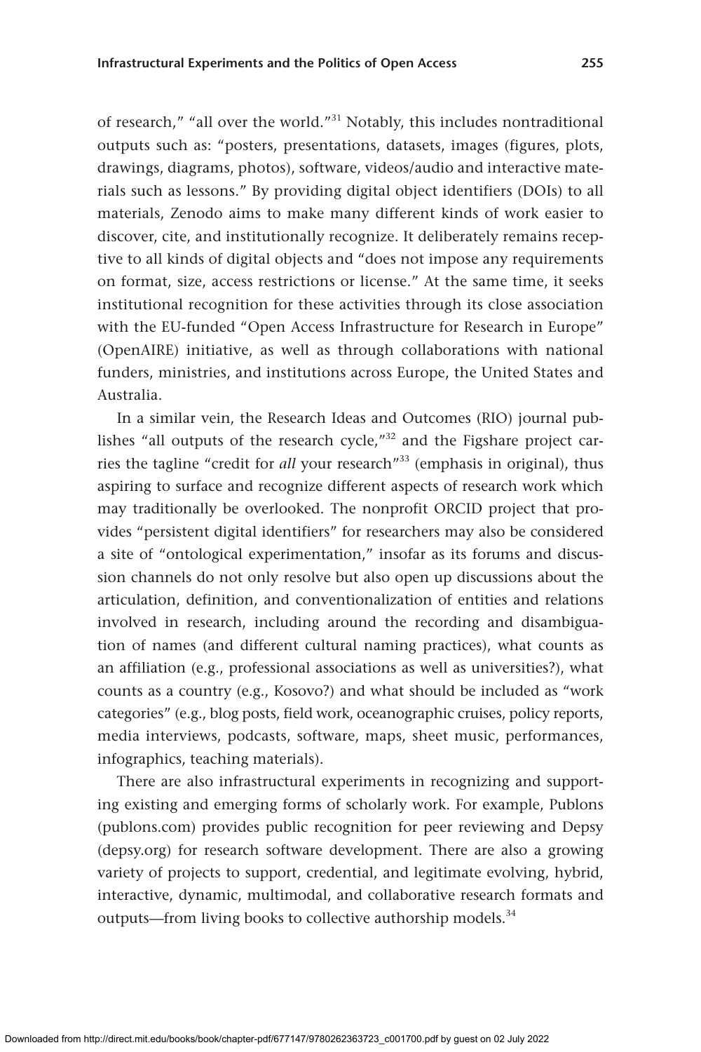of research," "all over the world."[31] Notably, this includes nontraditional outputs such as: "posters, presentations, datasets, images (figures, plots, drawings, diagrams, photos), software, videos/audio and interactive materials such as lessons." By providing digital object identifiers (DOIs) to all materials, Zenodo aims to make many different kinds of work easier to discover, cite, and institutionally recognize. It deliberately remains receptive to all kinds of digital objects and "does not impose any requirements on format, size, access restrictions or license." At the same time, it seeks institutional recognition for these activities through its close association with the EU-funded "Open Access Infrastructure for Research in Europe" (OpenAIRE) initiative, as well as through collaborations with national funders, ministries, and institutions across Europe, the United States and Australia.

In a similar vein, the Research Ideas and Outcomes (RIO) journal publishes "all outputs of the research cycle,"[32] and the Figshare project carries the tagline "credit for *all* your research"[33] (emphasis in original), thus aspiring to surface and recognize different aspects of research work which may traditionally be overlooked. The nonprofit ORCID project that provides "persistent digital identifiers" for researchers may also be considered a site of "ontological experimentation," insofar as its forums and discussion channels do not only resolve but also open up discussions about the articulation, definition, and conventionalization of entities and relations involved in research, including around the recording and disambiguation of names (and different cultural naming practices), what counts as an affiliation (e.g., professional associations as well as universities?), what counts as a country (e.g., Kosovo?) and what should be included as "work categories" (e.g., blog posts, field work, oceanographic cruises, policy reports, media interviews, podcasts, software, maps, sheet music, performances, infographics, teaching materials).

There are also infrastructural experiments in recognizing and supporting existing and emerging forms of scholarly work. For example, Publons (publons.com) provides public recognition for peer reviewing and Depsy (depsy.org) for research software development. There are also a growing variety of projects to support, credential, and legitimate evolving, hybrid, interactive, dynamic, multimodal, and collaborative research formats and outputs—from living books to collective authorship models.[34]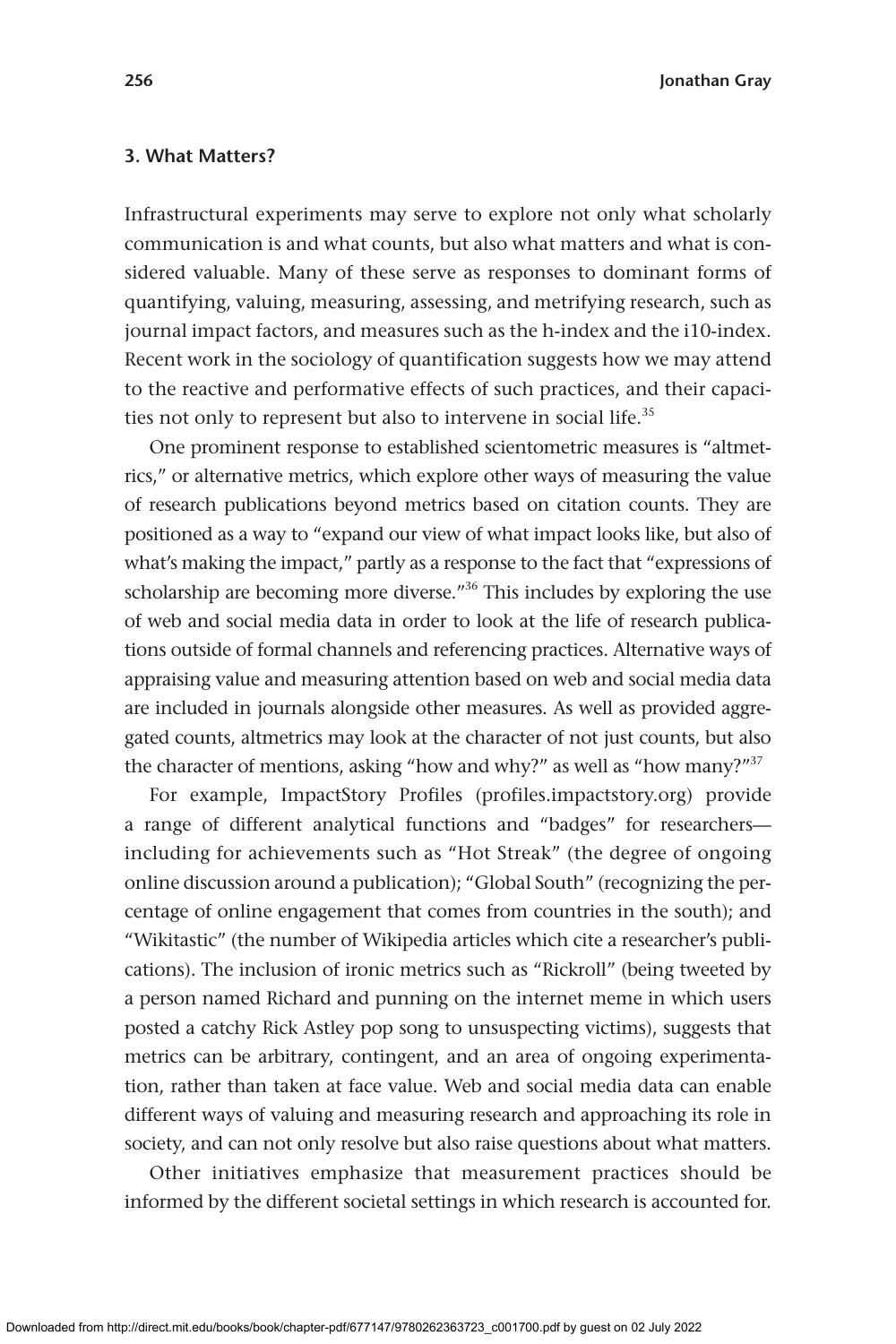### 3. What Matters?

Infrastructural experiments may serve to explore not only what scholarly communication is and what counts, but also what matters and what is considered valuable. Many of these serve as responses to dominant forms of quantifying, valuing, measuring, assessing, and metrifying research, such as journal impact factors, and measures such as the h-index and the i10-index. Recent work in the sociology of quantification suggests how we may attend to the reactive and performative effects of such practices, and their capacities not only to represent but also to intervene in social life.[35]

One prominent response to established scientometric measures is "altmetrics," or alternative metrics, which explore other ways of measuring the value of research publications beyond metrics based on citation counts. They are positioned as a way to "expand our view of what impact looks like, but also of what's making the impact," partly as a response to the fact that "expressions of scholarship are becoming more diverse."[36] This includes by exploring the use of web and social media data in order to look at the life of research publications outside of formal channels and referencing practices. Alternative ways of appraising value and measuring attention based on web and social media data are included in journals alongside other measures. As well as provided aggregated counts, altmetrics may look at the character of not just counts, but also the character of mentions, asking "how and why?" as well as "how many?"[37]

For example, ImpactStory Profiles (profiles.impactstory.org) provide a range of different analytical functions and "badges" for researchers—including for achievements such as "Hot Streak" (the degree of ongoing online discussion around a publication); "Global South" (recognizing the percentage of online engagement that comes from countries in the south); and "Wikitastic" (the number of Wikipedia articles which cite a researcher's publications). The inclusion of ironic metrics such as "Rickroll" (being tweeted by a person named Richard and punning on the internet meme in which users posted a catchy Rick Astley pop song to unsuspecting victims), suggests that metrics can be arbitrary, contingent, and an area of ongoing experimentation, rather than taken at face value. Web and social media data can enable different ways of valuing and measuring research and approaching its role in society, and can not only resolve but also raise questions about what matters.

Other initiatives emphasize that measurement practices should be informed by the different societal settings in which research is accounted for.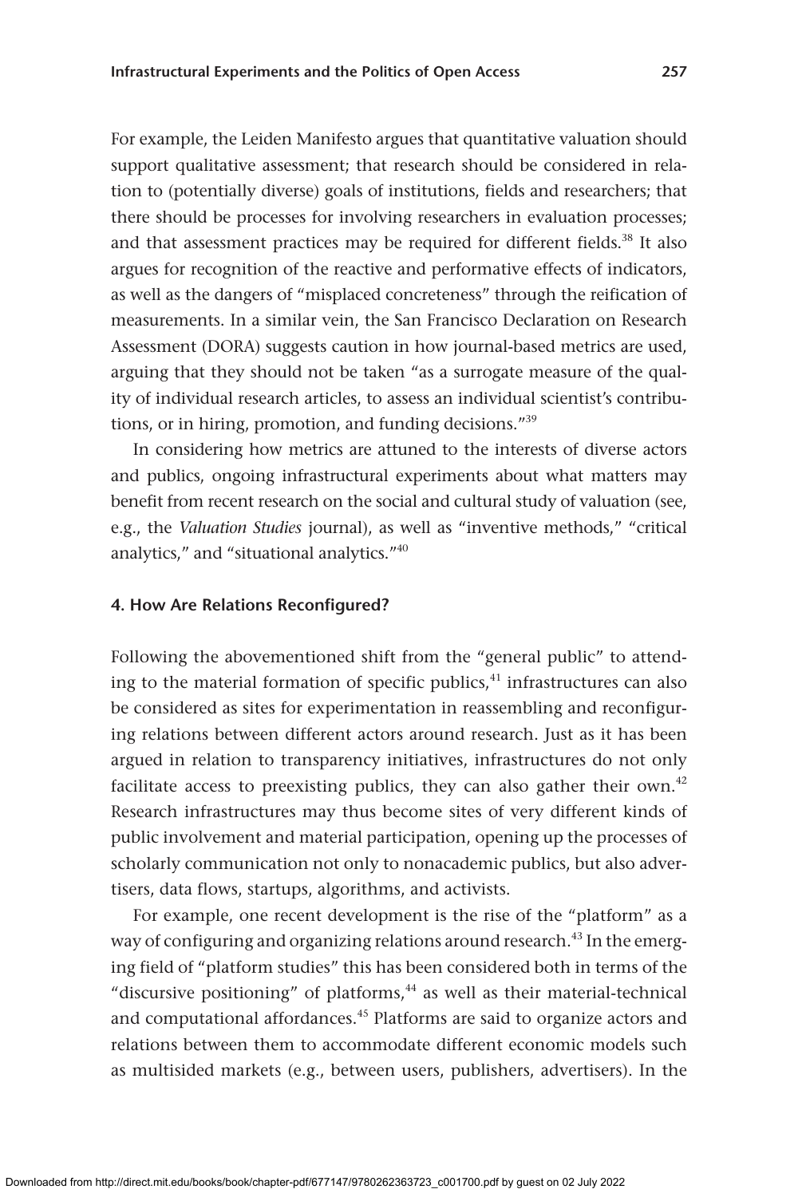For example, the Leiden Manifesto argues that quantitative valuation should support qualitative assessment; that research should be considered in relation to (potentially diverse) goals of institutions, fields and researchers; that there should be processes for involving researchers in evaluation processes; and that assessment practices may be required for different fields.[38] It also argues for recognition of the reactive and performative effects of indicators, as well as the dangers of "misplaced concreteness" through the reification of measurements. In a similar vein, the San Francisco Declaration on Research Assessment (DORA) suggests caution in how journal-based metrics are used, arguing that they should not be taken "as a surrogate measure of the quality of individual research articles, to assess an individual scientist's contributions, or in hiring, promotion, and funding decisions."[39]

In considering how metrics are attuned to the interests of diverse actors and publics, ongoing infrastructural experiments about what matters may benefit from recent research on the social and cultural study of valuation (see, e.g., the *Valuation Studies* journal), as well as "inventive methods," "critical analytics," and "situational analytics."[40]

### 4. How Are Relations Reconfigured?

Following the abovementioned shift from the "general public" to attending to the material formation of specific publics,[41] infrastructures can also be considered as sites for experimentation in reassembling and reconfiguring relations between different actors around research. Just as it has been argued in relation to transparency initiatives, infrastructures do not only facilitate access to preexisting publics, they can also gather their own.[42] Research infrastructures may thus become sites of very different kinds of public involvement and material participation, opening up the processes of scholarly communication not only to nonacademic publics, but also advertisers, data flows, startups, algorithms, and activists.

For example, one recent development is the rise of the "platform" as a way of configuring and organizing relations around research.[43] In the emerging field of "platform studies" this has been considered both in terms of the "discursive positioning" of platforms,[44] as well as their material-technical and computational affordances.[45] Platforms are said to organize actors and relations between them to accommodate different economic models such as multisided markets (e.g., between users, publishers, advertisers). In the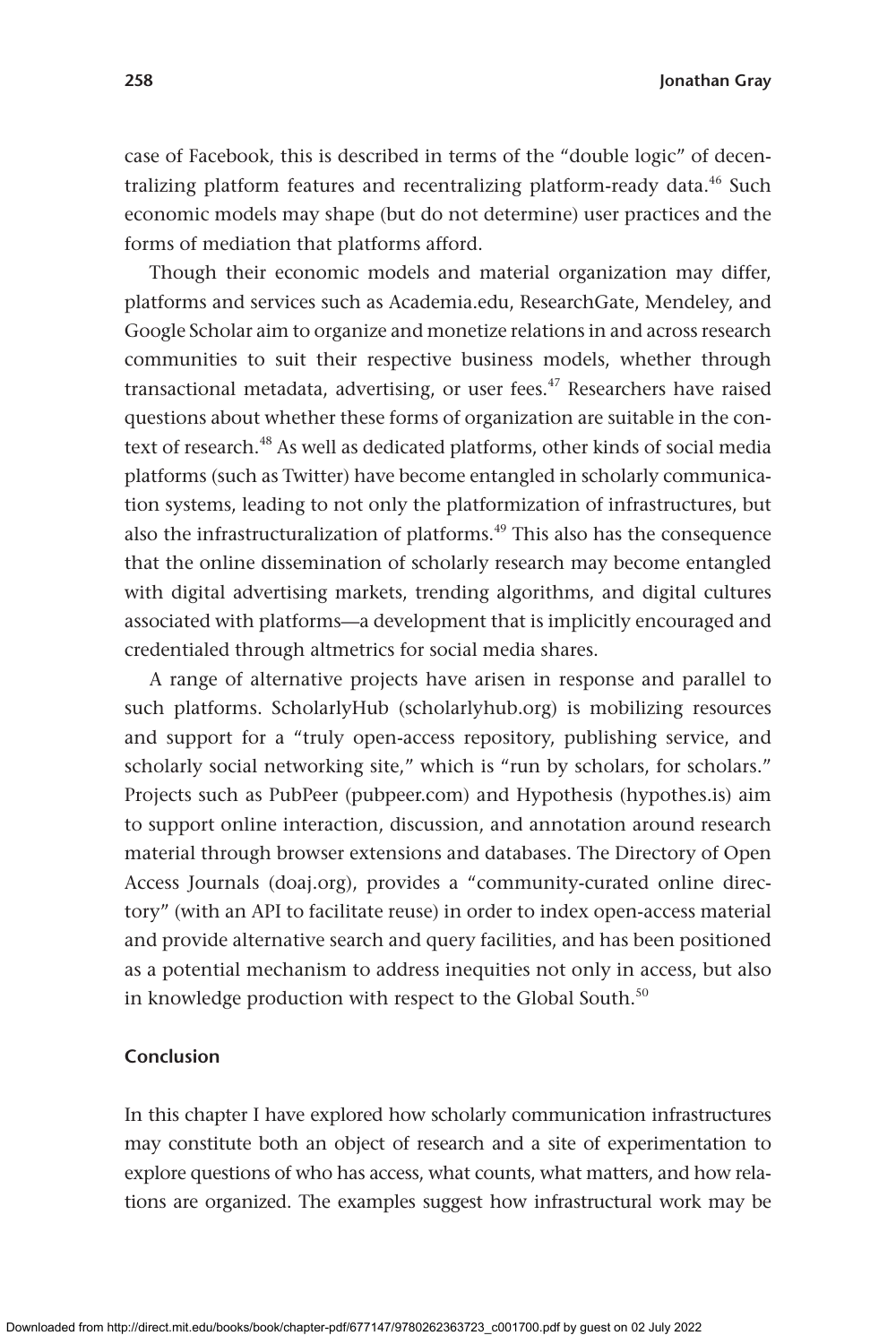case of Facebook, this is described in terms of the "double logic" of decentralizing platform features and recentralizing platform-ready data.[46] Such economic models may shape (but do not determine) user practices and the forms of mediation that platforms afford.

Though their economic models and material organization may differ, platforms and services such as Academia.edu, ResearchGate, Mendeley, and Google Scholar aim to organize and monetize relations in and across research communities to suit their respective business models, whether through transactional metadata, advertising, or user fees.[47] Researchers have raised questions about whether these forms of organization are suitable in the context of research.[48] As well as dedicated platforms, other kinds of social media platforms (such as Twitter) have become entangled in scholarly communication systems, leading to not only the platformization of infrastructures, but also the infrastructuralization of platforms.[49] This also has the consequence that the online dissemination of scholarly research may become entangled with digital advertising markets, trending algorithms, and digital cultures associated with platforms—a development that is implicitly encouraged and credentialed through altmetrics for social media shares.

A range of alternative projects have arisen in response and parallel to such platforms. ScholarlyHub (scholarlyhub.org) is mobilizing resources and support for a "truly open-access repository, publishing service, and scholarly social networking site," which is "run by scholars, for scholars." Projects such as PubPeer (pubpeer.com) and Hypothesis (hypothes.is) aim to support online interaction, discussion, and annotation around research material through browser extensions and databases. The Directory of Open Access Journals (doaj.org), provides a "community-curated online directory" (with an API to facilitate reuse) in order to index open-access material and provide alternative search and query facilities, and has been positioned as a potential mechanism to address inequities not only in access, but also in knowledge production with respect to the Global South.[50]

## Conclusion

In this chapter I have explored how scholarly communication infrastructures may constitute both an object of research and a site of experimentation to explore questions of who has access, what counts, what matters, and how relations are organized. The examples suggest how infrastructural work may be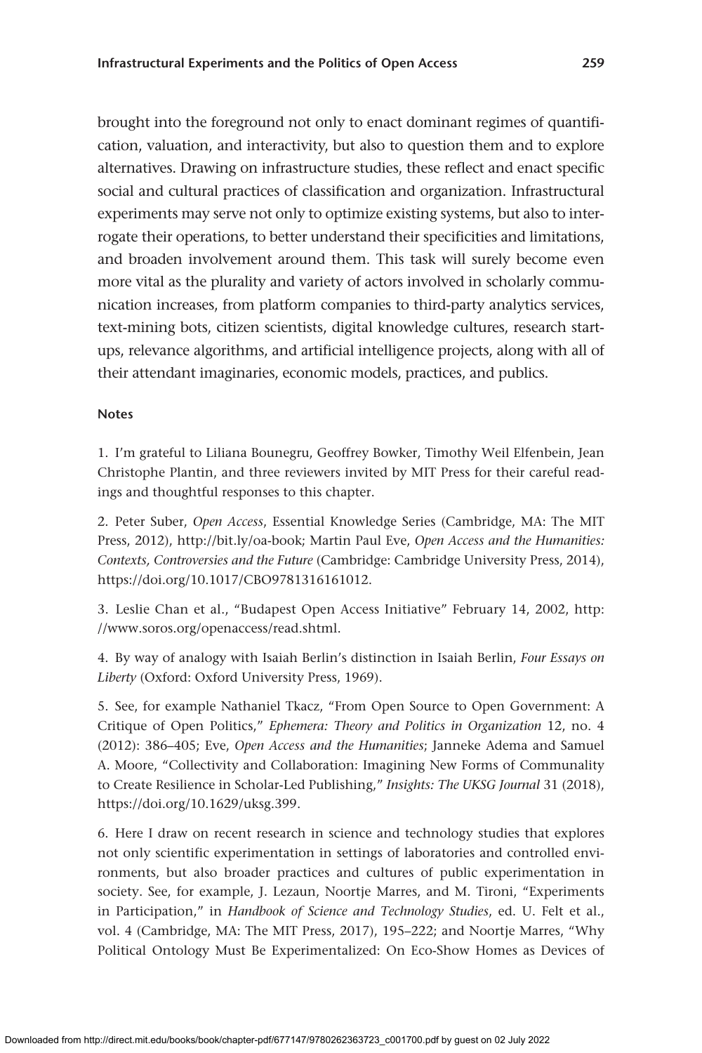brought into the foreground not only to enact dominant regimes of quantification, valuation, and interactivity, but also to question them and to explore alternatives. Drawing on infrastructure studies, these reflect and enact specific social and cultural practices of classification and organization. Infrastructural experiments may serve not only to optimize existing systems, but also to interrogate their operations, to better understand their specificities and limitations, and broaden involvement around them. This task will surely become even more vital as the plurality and variety of actors involved in scholarly communication increases, from platform companies to third-party analytics services, text-mining bots, citizen scientists, digital knowledge cultures, research start-ups, relevance algorithms, and artificial intelligence projects, along with all of their attendant imaginaries, economic models, practices, and publics.

### Notes

1. I'm grateful to Liliana Bounegru, Geoffrey Bowker, Timothy Weil Elfenbein, Jean Christophe Plantin, and three reviewers invited by MIT Press for their careful readings and thoughtful responses to this chapter.

2. Peter Suber, *Open Access*, Essential Knowledge Series (Cambridge, MA: The MIT Press, 2012), http://bit.ly/oa-book; Martin Paul Eve, *Open Access and the Humanities: Contexts, Controversies and the Future* (Cambridge: Cambridge University Press, 2014), https://doi.org/10.1017/CBO9781316161012.

3. Leslie Chan et al., "Budapest Open Access Initiative" February 14, 2002, http://www.soros.org/openaccess/read.shtml.

4. By way of analogy with Isaiah Berlin's distinction in Isaiah Berlin, *Four Essays on Liberty* (Oxford: Oxford University Press, 1969).

5. See, for example Nathaniel Tkacz, "From Open Source to Open Government: A Critique of Open Politics," *Ephemera: Theory and Politics in Organization* 12, no. 4 (2012): 386–405; Eve, *Open Access and the Humanities*; Janneke Adema and Samuel A. Moore, "Collectivity and Collaboration: Imagining New Forms of Communality to Create Resilience in Scholar-Led Publishing," *Insights: The UKSG Journal* 31 (2018), https://doi.org/10.1629/uksg.399.

6. Here I draw on recent research in science and technology studies that explores not only scientific experimentation in settings of laboratories and controlled environments, but also broader practices and cultures of public experimentation in society. See, for example, J. Lezaun, Noortje Marres, and M. Tironi, "Experiments in Participation," in *Handbook of Science and Technology Studies*, ed. U. Felt et al., vol. 4 (Cambridge, MA: The MIT Press, 2017), 195–222; and Noortje Marres, "Why Political Ontology Must Be Experimentalized: On Eco-Show Homes as Devices of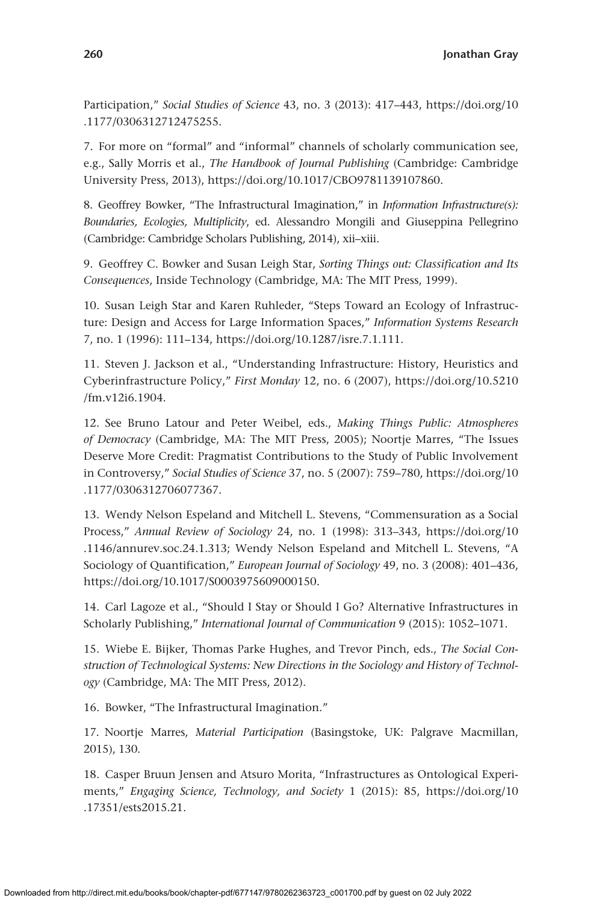Participation," *Social Studies of Science* 43, no. 3 (2013): 417–443, https://doi.org/10.1177/0306312712475255.

7. For more on "formal" and "informal" channels of scholarly communication see, e.g., Sally Morris et al., *The Handbook of Journal Publishing* (Cambridge: Cambridge University Press, 2013), https://doi.org/10.1017/CBO9781139107860.

8. Geoffrey Bowker, "The Infrastructural Imagination," in *Information Infrastructure(s): Boundaries, Ecologies, Multiplicity*, ed. Alessandro Mongili and Giuseppina Pellegrino (Cambridge: Cambridge Scholars Publishing, 2014), xii–xiii.

9. Geoffrey C. Bowker and Susan Leigh Star, *Sorting Things out: Classification and Its Consequences*, Inside Technology (Cambridge, MA: The MIT Press, 1999).

10. Susan Leigh Star and Karen Ruhleder, "Steps Toward an Ecology of Infrastructure: Design and Access for Large Information Spaces," *Information Systems Research* 7, no. 1 (1996): 111–134, https://doi.org/10.1287/isre.7.1.111.

11. Steven J. Jackson et al., "Understanding Infrastructure: History, Heuristics and Cyberinfrastructure Policy," *First Monday* 12, no. 6 (2007), https://doi.org/10.5210/fm.v12i6.1904.

12. See Bruno Latour and Peter Weibel, eds., *Making Things Public: Atmospheres of Democracy* (Cambridge, MA: The MIT Press, 2005); Noortje Marres, "The Issues Deserve More Credit: Pragmatist Contributions to the Study of Public Involvement in Controversy," *Social Studies of Science* 37, no. 5 (2007): 759–780, https://doi.org/10.1177/0306312706077367.

13. Wendy Nelson Espeland and Mitchell L. Stevens, "Commensuration as a Social Process," *Annual Review of Sociology* 24, no. 1 (1998): 313–343, https://doi.org/10.1146/annurev.soc.24.1.313; Wendy Nelson Espeland and Mitchell L. Stevens, "A Sociology of Quantification," *European Journal of Sociology* 49, no. 3 (2008): 401–436, https://doi.org/10.1017/S0003975609000150.

14. Carl Lagoze et al., "Should I Stay or Should I Go? Alternative Infrastructures in Scholarly Publishing," *International Journal of Communication* 9 (2015): 1052–1071.

15. Wiebe E. Bijker, Thomas Parke Hughes, and Trevor Pinch, eds., *The Social Construction of Technological Systems: New Directions in the Sociology and History of Technology* (Cambridge, MA: The MIT Press, 2012).

16. Bowker, "The Infrastructural Imagination."

17. Noortje Marres, *Material Participation* (Basingstoke, UK: Palgrave Macmillan, 2015), 130.

18. Casper Bruun Jensen and Atsuro Morita, "Infrastructures as Ontological Experiments," *Engaging Science, Technology, and Society* 1 (2015): 85, https://doi.org/10.17351/ests2015.21.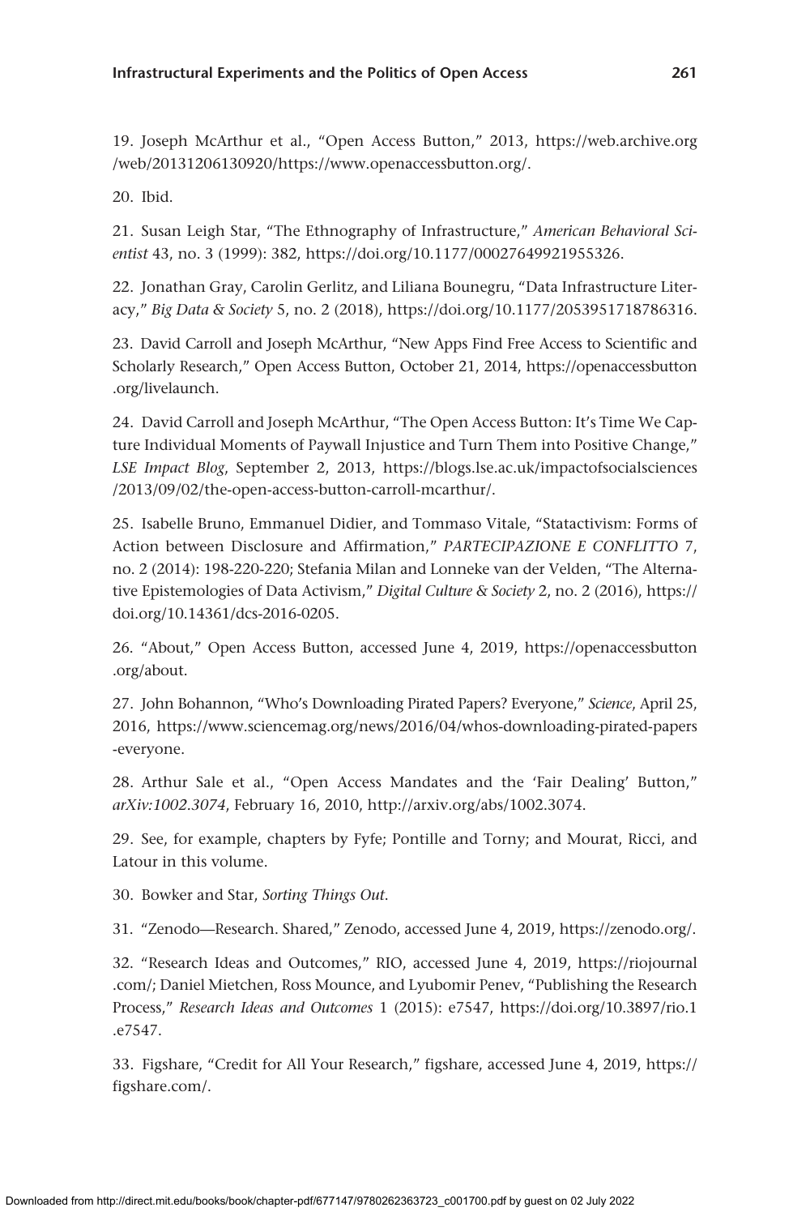19. Joseph McArthur et al., "Open Access Button," 2013, https://web.archive.org/web/20131206130920/https://www.openaccessbutton.org/.

20. Ibid.

21. Susan Leigh Star, "The Ethnography of Infrastructure," *American Behavioral Scientist* 43, no. 3 (1999): 382, https://doi.org/10.1177/00027649921955326.

22. Jonathan Gray, Carolin Gerlitz, and Liliana Bounegru, "Data Infrastructure Literacy," *Big Data & Society* 5, no. 2 (2018), https://doi.org/10.1177/2053951718786316.

23. David Carroll and Joseph McArthur, "New Apps Find Free Access to Scientific and Scholarly Research," Open Access Button, October 21, 2014, https://openaccessbutton.org/livelaunch.

24. David Carroll and Joseph McArthur, "The Open Access Button: It's Time We Capture Individual Moments of Paywall Injustice and Turn Them into Positive Change," *LSE Impact Blog*, September 2, 2013, https://blogs.lse.ac.uk/impactofsocialsciences/2013/09/02/the-open-access-button-carroll-mcarthur/.

25. Isabelle Bruno, Emmanuel Didier, and Tommaso Vitale, "Statactivism: Forms of Action between Disclosure and Affirmation," *PARTECIPAZIONE E CONFLITTO* 7, no. 2 (2014): 198-220-220; Stefania Milan and Lonneke van der Velden, "The Alternative Epistemologies of Data Activism," *Digital Culture & Society* 2, no. 2 (2016), https://doi.org/10.14361/dcs-2016-0205.

26. "About," Open Access Button, accessed June 4, 2019, https://openaccessbutton.org/about.

27. John Bohannon, "Who's Downloading Pirated Papers? Everyone," *Science*, April 25, 2016, https://www.sciencemag.org/news/2016/04/whos-downloading-pirated-papers-everyone.

28. Arthur Sale et al., "Open Access Mandates and the 'Fair Dealing' Button," *arXiv:1002.3074*, February 16, 2010, http://arxiv.org/abs/1002.3074.

29. See, for example, chapters by Fyfe; Pontille and Torny; and Mourat, Ricci, and Latour in this volume.

30. Bowker and Star, *Sorting Things Out*.

31. "Zenodo—Research. Shared," Zenodo, accessed June 4, 2019, https://zenodo.org/.

32. "Research Ideas and Outcomes," RIO, accessed June 4, 2019, https://riojournal.com/; Daniel Mietchen, Ross Mounce, and Lyubomir Penev, "Publishing the Research Process," *Research Ideas and Outcomes* 1 (2015): e7547, https://doi.org/10.3897/rio.1.e7547.

33. Figshare, "Credit for All Your Research," figshare, accessed June 4, 2019, https://figshare.com/.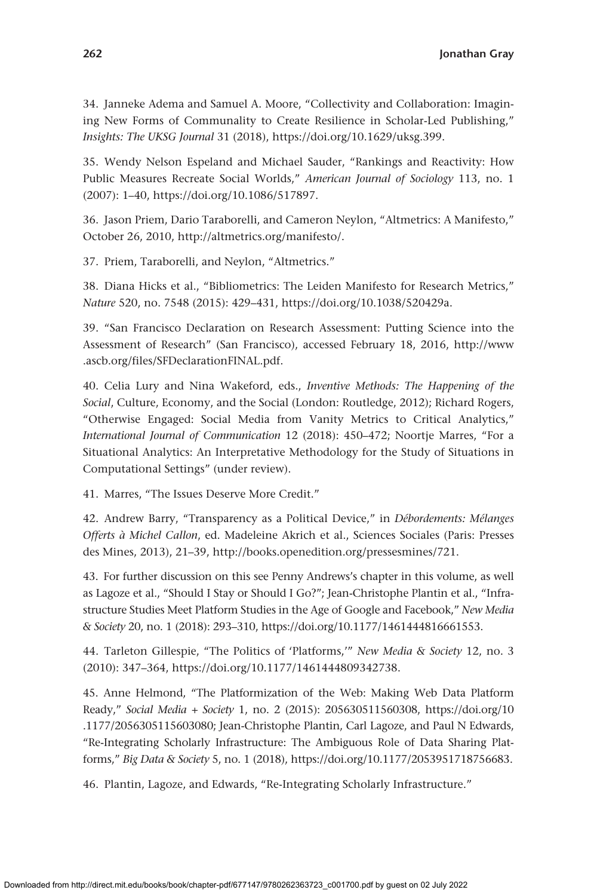34. Janneke Adema and Samuel A. Moore, "Collectivity and Collaboration: Imagining New Forms of Communality to Create Resilience in Scholar-Led Publishing," *Insights: The UKSG Journal* 31 (2018), https://doi.org/10.1629/uksg.399.

35. Wendy Nelson Espeland and Michael Sauder, "Rankings and Reactivity: How Public Measures Recreate Social Worlds," *American Journal of Sociology* 113, no. 1 (2007): 1–40, https://doi.org/10.1086/517897.

36. Jason Priem, Dario Taraborelli, and Cameron Neylon, "Altmetrics: A Manifesto," October 26, 2010, http://altmetrics.org/manifesto/.

37. Priem, Taraborelli, and Neylon, "Altmetrics."

38. Diana Hicks et al., "Bibliometrics: The Leiden Manifesto for Research Metrics," *Nature* 520, no. 7548 (2015): 429–431, https://doi.org/10.1038/520429a.

39. "San Francisco Declaration on Research Assessment: Putting Science into the Assessment of Research" (San Francisco), accessed February 18, 2016, http://www.ascb.org/files/SFDeclarationFINAL.pdf.

40. Celia Lury and Nina Wakeford, eds., *Inventive Methods: The Happening of the Social*, Culture, Economy, and the Social (London: Routledge, 2012); Richard Rogers, "Otherwise Engaged: Social Media from Vanity Metrics to Critical Analytics," *International Journal of Communication* 12 (2018): 450–472; Noortje Marres, "For a Situational Analytics: An Interpretative Methodology for the Study of Situations in Computational Settings" (under review).

41. Marres, "The Issues Deserve More Credit."

42. Andrew Barry, "Transparency as a Political Device," in *Débordements: Mélanges Offerts à Michel Callon*, ed. Madeleine Akrich et al., Sciences Sociales (Paris: Presses des Mines, 2013), 21–39, http://books.openedition.org/pressesmines/721.

43. For further discussion on this see Penny Andrews's chapter in this volume, as well as Lagoze et al., "Should I Stay or Should I Go?"; Jean-Christophe Plantin et al., "Infrastructure Studies Meet Platform Studies in the Age of Google and Facebook," *New Media & Society* 20, no. 1 (2018): 293–310, https://doi.org/10.1177/1461444816661553.

44. Tarleton Gillespie, "The Politics of 'Platforms,'" *New Media & Society* 12, no. 3 (2010): 347–364, https://doi.org/10.1177/1461444809342738.

45. Anne Helmond, "The Platformization of the Web: Making Web Data Platform Ready," *Social Media + Society* 1, no. 2 (2015): 205630511560308, https://doi.org/10.1177/2056305115603080; Jean-Christophe Plantin, Carl Lagoze, and Paul N Edwards, "Re-Integrating Scholarly Infrastructure: The Ambiguous Role of Data Sharing Platforms," *Big Data & Society* 5, no. 1 (2018), https://doi.org/10.1177/2053951718756683.

46. Plantin, Lagoze, and Edwards, "Re-Integrating Scholarly Infrastructure."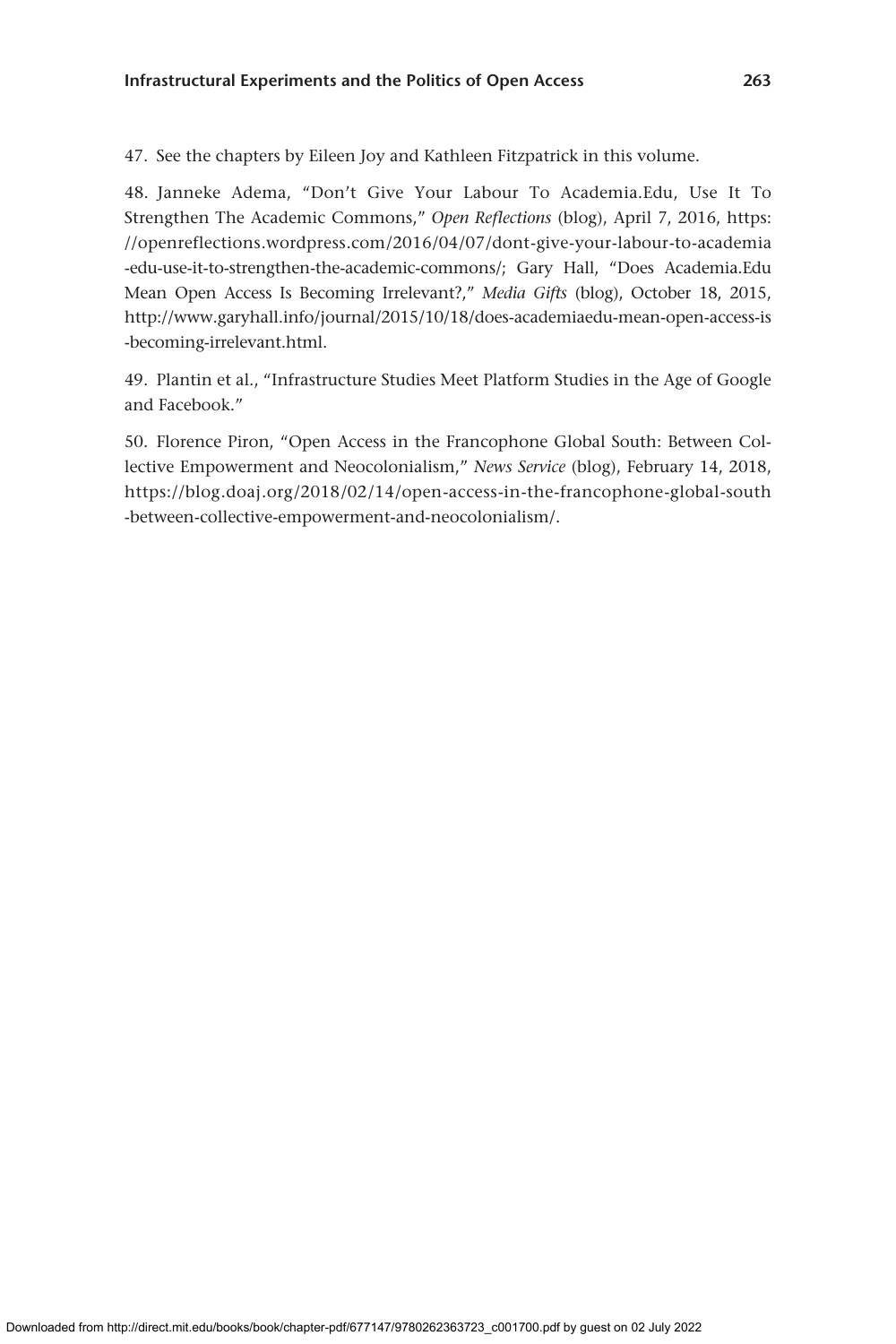47. See the chapters by Eileen Joy and Kathleen Fitzpatrick in this volume.

48. Janneke Adema, "Don't Give Your Labour To Academia.Edu, Use It To Strengthen The Academic Commons," *Open Reflections* (blog), April 7, 2016, https://openreflections.wordpress.com/2016/04/07/dont-give-your-labour-to-academia-edu-use-it-to-strengthen-the-academic-commons/; Gary Hall, "Does Academia.Edu Mean Open Access Is Becoming Irrelevant?," *Media Gifts* (blog), October 18, 2015, http://www.garyhall.info/journal/2015/10/18/does-academiaedu-mean-open-access-is-becoming-irrelevant.html.

49. Plantin et al., "Infrastructure Studies Meet Platform Studies in the Age of Google and Facebook."

50. Florence Piron, "Open Access in the Francophone Global South: Between Collective Empowerment and Neocolonialism," *News Service* (blog), February 14, 2018, https://blog.doaj.org/2018/02/14/open-access-in-the-francophone-global-south-between-collective-empowerment-and-neocolonialism/.